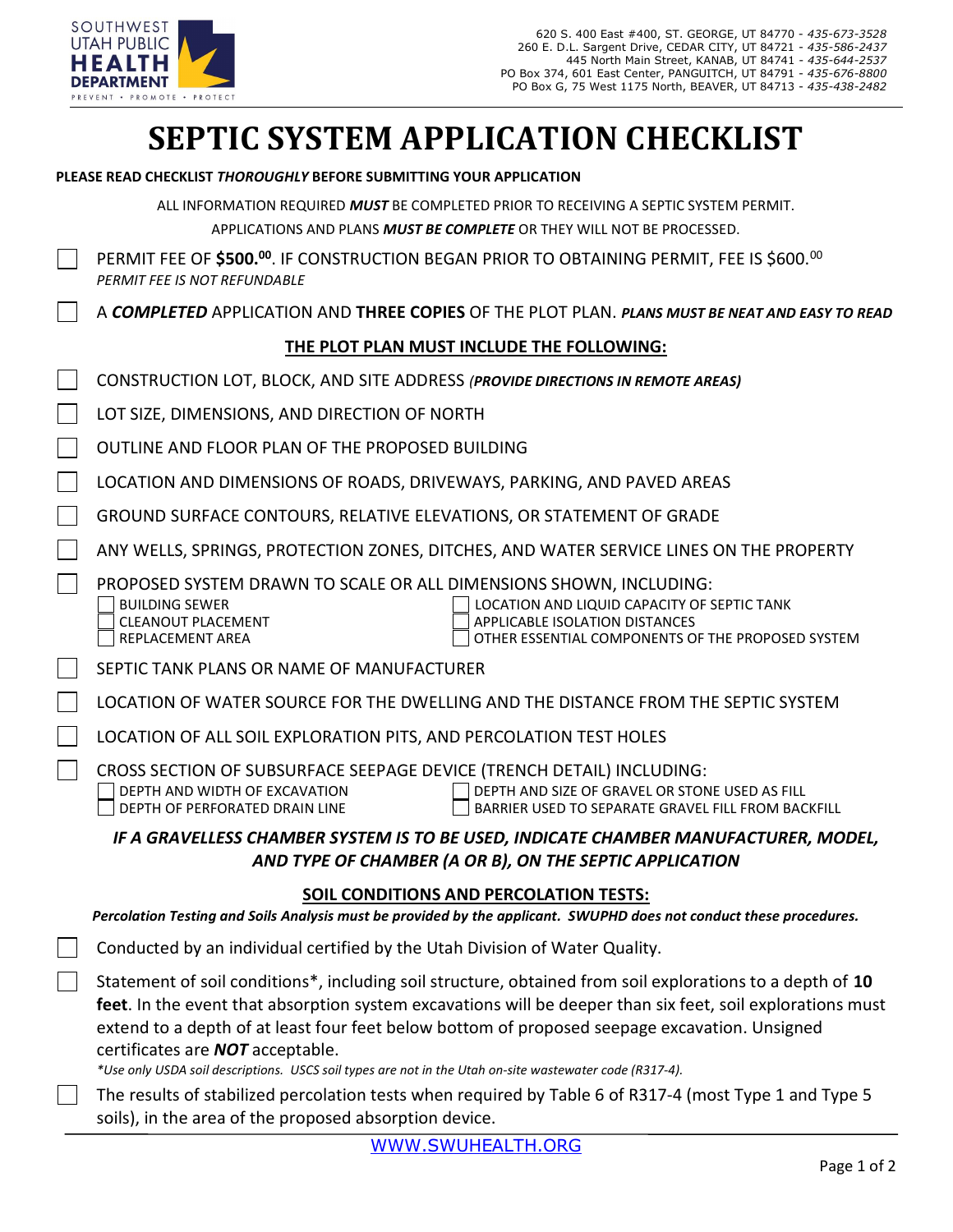SOUTHWEST UTAH PUBLIC HEALTH DEPARTMENT
PREVENT • PROMOTE • PROTECT

620 S. 400 East #400, ST. GEORGE, UT 84770 - *435-673-3528*
260 E. D.L. Sargent Drive, CEDAR CITY, UT 84721 - *435-586-2437*
445 North Main Street, KANAB, UT 84741 - *435-644-2537*
PO Box 374, 601 East Center, PANGUITCH, UT 84791 - *435-676-8800*
PO Box G, 75 West 1175 North, BEAVER, UT 84713 - *435-438-2482*

# SEPTIC SYSTEM APPLICATION CHECKLIST

**PLEASE READ CHECKLIST *THOROUGHLY* BEFORE SUBMITTING YOUR APPLICATION**

ALL INFORMATION REQUIRED ***MUST*** BE COMPLETED PRIOR TO RECEIVING A SEPTIC SYSTEM PERMIT.

APPLICATIONS AND PLANS ***MUST BE COMPLETE*** OR THEY WILL NOT BE PROCESSED.

- ☐ PERMIT FEE OF **$500.00**. IF CONSTRUCTION BEGAN PRIOR TO OBTAINING PERMIT, FEE IS $600.00
  *PERMIT FEE IS NOT REFUNDABLE*
- ☐ A ***COMPLETED*** APPLICATION AND **THREE COPIES** OF THE PLOT PLAN. ***PLANS MUST BE NEAT AND EASY TO READ***

## THE PLOT PLAN MUST INCLUDE THE FOLLOWING:

- ☐ CONSTRUCTION LOT, BLOCK, AND SITE ADDRESS ***(PROVIDE DIRECTIONS IN REMOTE AREAS)***
- ☐ LOT SIZE, DIMENSIONS, AND DIRECTION OF NORTH
- ☐ OUTLINE AND FLOOR PLAN OF THE PROPOSED BUILDING
- ☐ LOCATION AND DIMENSIONS OF ROADS, DRIVEWAYS, PARKING, AND PAVED AREAS
- ☐ GROUND SURFACE CONTOURS, RELATIVE ELEVATIONS, OR STATEMENT OF GRADE
- ☐ ANY WELLS, SPRINGS, PROTECTION ZONES, DITCHES, AND WATER SERVICE LINES ON THE PROPERTY
- ☐ PROPOSED SYSTEM DRAWN TO SCALE OR ALL DIMENSIONS SHOWN, INCLUDING:
  - ☐ BUILDING SEWER
  - ☐ CLEANOUT PLACEMENT
  - ☐ REPLACEMENT AREA
  - ☐ LOCATION AND LIQUID CAPACITY OF SEPTIC TANK
  - ☐ APPLICABLE ISOLATION DISTANCES
  - ☐ OTHER ESSENTIAL COMPONENTS OF THE PROPOSED SYSTEM
- ☐ SEPTIC TANK PLANS OR NAME OF MANUFACTURER
- ☐ LOCATION OF WATER SOURCE FOR THE DWELLING AND THE DISTANCE FROM THE SEPTIC SYSTEM
- ☐ LOCATION OF ALL SOIL EXPLORATION PITS, AND PERCOLATION TEST HOLES
- ☐ CROSS SECTION OF SUBSURFACE SEEPAGE DEVICE (TRENCH DETAIL) INCLUDING:
  - ☐ DEPTH AND WIDTH OF EXCAVATION
  - ☐ DEPTH OF PERFORATED DRAIN LINE
  - ☐ DEPTH AND SIZE OF GRAVEL OR STONE USED AS FILL
  - ☐ BARRIER USED TO SEPARATE GRAVEL FILL FROM BACKFILL

***IF A GRAVELLESS CHAMBER SYSTEM IS TO BE USED, INDICATE CHAMBER MANUFACTURER, MODEL, AND TYPE OF CHAMBER (A OR B), ON THE SEPTIC APPLICATION***

## SOIL CONDITIONS AND PERCOLATION TESTS:

***Percolation Testing and Soils Analysis must be provided by the applicant. SWUPHD does not conduct these procedures.***

- ☐ Conducted by an individual certified by the Utah Division of Water Quality.
- ☐ Statement of soil conditions*, including soil structure, obtained from soil explorations to a depth of **10 feet**. In the event that absorption system excavations will be deeper than six feet, soil explorations must extend to a depth of at least four feet below bottom of proposed seepage excavation. Unsigned certificates are ***NOT*** acceptable.
  *\*Use only USDA soil descriptions. USCS soil types are not in the Utah on-site wastewater code (R317-4).*
- ☐ The results of stabilized percolation tests when required by Table 6 of R317-4 (most Type 1 and Type 5 soils), in the area of the proposed absorption device.

WWW.SWUHEALTH.ORG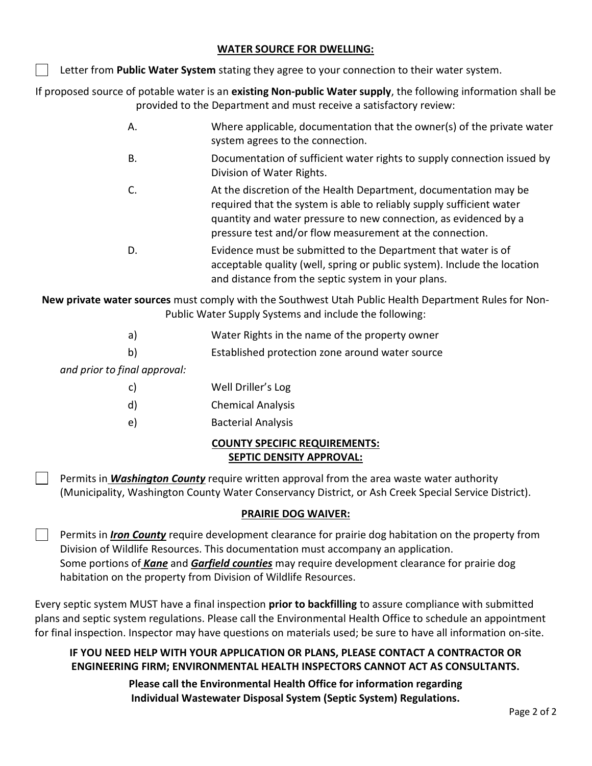**WATER SOURCE FOR DWELLING:**

☐ Letter from **Public Water System** stating they agree to your connection to their water system.

If proposed source of potable water is an **existing Non-public Water supply**, the following information shall be provided to the Department and must receive a satisfactory review:

A. Where applicable, documentation that the owner(s) of the private water system agrees to the connection.

B. Documentation of sufficient water rights to supply connection issued by Division of Water Rights.

C. At the discretion of the Health Department, documentation may be required that the system is able to reliably supply sufficient water quantity and water pressure to new connection, as evidenced by a pressure test and/or flow measurement at the connection.

D. Evidence must be submitted to the Department that water is of acceptable quality (well, spring or public system). Include the location and distance from the septic system in your plans.

**New private water sources** must comply with the Southwest Utah Public Health Department Rules for Non-Public Water Supply Systems and include the following:

a) Water Rights in the name of the property owner

b) Established protection zone around water source

*and prior to final approval:*

c) Well Driller's Log

d) Chemical Analysis

e) Bacterial Analysis

**COUNTY SPECIFIC REQUIREMENTS:**
**SEPTIC DENSITY APPROVAL:**

☐ Permits in ***Washington County*** require written approval from the area waste water authority (Municipality, Washington County Water Conservancy District, or Ash Creek Special Service District).

**PRAIRIE DOG WAIVER:**

☐ Permits in ***Iron County*** require development clearance for prairie dog habitation on the property from Division of Wildlife Resources. This documentation must accompany an application.
Some portions of ***Kane*** and ***Garfield counties*** may require development clearance for prairie dog habitation on the property from Division of Wildlife Resources.

Every septic system MUST have a final inspection **prior to backfilling** to assure compliance with submitted plans and septic system regulations. Please call the Environmental Health Office to schedule an appointment for final inspection. Inspector may have questions on materials used; be sure to have all information on-site.

**IF YOU NEED HELP WITH YOUR APPLICATION OR PLANS, PLEASE CONTACT A CONTRACTOR OR ENGINEERING FIRM; ENVIRONMENTAL HEALTH INSPECTORS CANNOT ACT AS CONSULTANTS.**

**Please call the Environmental Health Office for information regarding Individual Wastewater Disposal System (Septic System) Regulations.**